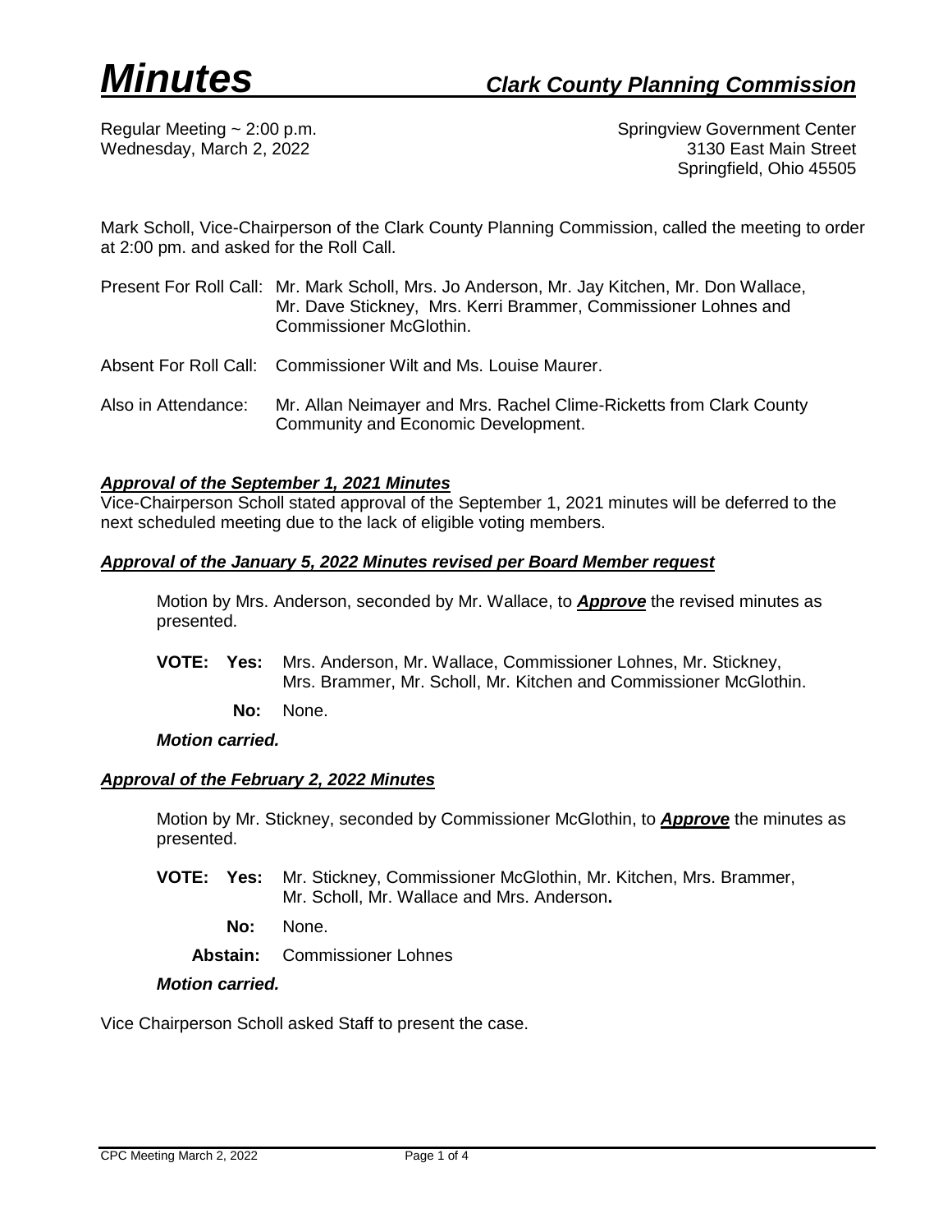# *Minutes* *Clark County Planning Commission*

Regular Meeting ~ 2:00 p.m.
Wednesday, March 2, 2022

Springview Government Center
3130 East Main Street
Springfield, Ohio 45505

Mark Scholl, Vice-Chairperson of the Clark County Planning Commission, called the meeting to order at 2:00 pm. and asked for the Roll Call.

Present For Roll Call: Mr. Mark Scholl, Mrs. Jo Anderson, Mr. Jay Kitchen, Mr. Don Wallace, Mr. Dave Stickney, Mrs. Kerri Brammer, Commissioner Lohnes and Commissioner McGlothin.

Absent For Roll Call: Commissioner Wilt and Ms. Louise Maurer.

Also in Attendance: Mr. Allan Neimayer and Mrs. Rachel Clime-Ricketts from Clark County Community and Economic Development.

***Approval of the September 1, 2021 Minutes***

Vice-Chairperson Scholl stated approval of the September 1, 2021 minutes will be deferred to the next scheduled meeting due to the lack of eligible voting members.

***Approval of the January 5, 2022 Minutes revised per Board Member request***

Motion by Mrs. Anderson, seconded by Mr. Wallace, to ***Approve*** the revised minutes as presented.

**VOTE: Yes:** Mrs. Anderson, Mr. Wallace, Commissioner Lohnes, Mr. Stickney, Mrs. Brammer, Mr. Scholl, Mr. Kitchen and Commissioner McGlothin.

**No:** None.

***Motion carried.***

***Approval of the February 2, 2022 Minutes***

Motion by Mr. Stickney, seconded by Commissioner McGlothin, to ***Approve*** the minutes as presented.

**VOTE: Yes:** Mr. Stickney, Commissioner McGlothin, Mr. Kitchen, Mrs. Brammer, Mr. Scholl, Mr. Wallace and Mrs. Anderson**.**

**No:** None.

**Abstain:** Commissioner Lohnes

***Motion carried.***

Vice Chairperson Scholl asked Staff to present the case.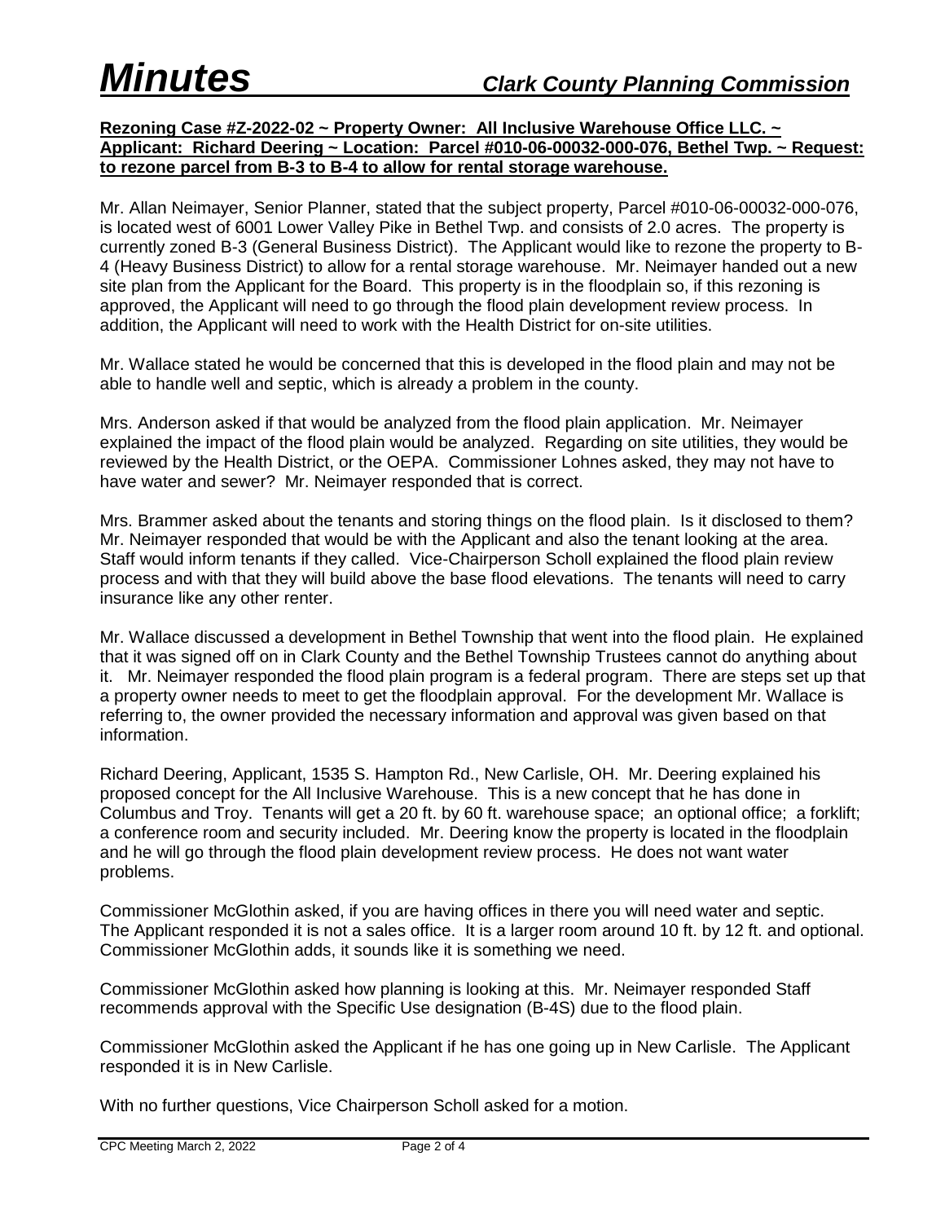# *Minutes* *Clark County Planning Commission*

**Rezoning Case #Z-2022-02 ~ Property Owner: All Inclusive Warehouse Office LLC. ~ Applicant: Richard Deering ~ Location: Parcel #010-06-00032-000-076, Bethel Twp. ~ Request: to rezone parcel from B-3 to B-4 to allow for rental storage warehouse.**

Mr. Allan Neimayer, Senior Planner, stated that the subject property, Parcel #010-06-00032-000-076, is located west of 6001 Lower Valley Pike in Bethel Twp. and consists of 2.0 acres. The property is currently zoned B-3 (General Business District). The Applicant would like to rezone the property to B-4 (Heavy Business District) to allow for a rental storage warehouse. Mr. Neimayer handed out a new site plan from the Applicant for the Board. This property is in the floodplain so, if this rezoning is approved, the Applicant will need to go through the flood plain development review process. In addition, the Applicant will need to work with the Health District for on-site utilities.

Mr. Wallace stated he would be concerned that this is developed in the flood plain and may not be able to handle well and septic, which is already a problem in the county.

Mrs. Anderson asked if that would be analyzed from the flood plain application. Mr. Neimayer explained the impact of the flood plain would be analyzed. Regarding on site utilities, they would be reviewed by the Health District, or the OEPA. Commissioner Lohnes asked, they may not have to have water and sewer? Mr. Neimayer responded that is correct.

Mrs. Brammer asked about the tenants and storing things on the flood plain. Is it disclosed to them? Mr. Neimayer responded that would be with the Applicant and also the tenant looking at the area. Staff would inform tenants if they called. Vice-Chairperson Scholl explained the flood plain review process and with that they will build above the base flood elevations. The tenants will need to carry insurance like any other renter.

Mr. Wallace discussed a development in Bethel Township that went into the flood plain. He explained that it was signed off on in Clark County and the Bethel Township Trustees cannot do anything about it. Mr. Neimayer responded the flood plain program is a federal program. There are steps set up that a property owner needs to meet to get the floodplain approval. For the development Mr. Wallace is referring to, the owner provided the necessary information and approval was given based on that information.

Richard Deering, Applicant, 1535 S. Hampton Rd., New Carlisle, OH. Mr. Deering explained his proposed concept for the All Inclusive Warehouse. This is a new concept that he has done in Columbus and Troy. Tenants will get a 20 ft. by 60 ft. warehouse space; an optional office; a forklift; a conference room and security included. Mr. Deering know the property is located in the floodplain and he will go through the flood plain development review process. He does not want water problems.

Commissioner McGlothin asked, if you are having offices in there you will need water and septic. The Applicant responded it is not a sales office. It is a larger room around 10 ft. by 12 ft. and optional. Commissioner McGlothin adds, it sounds like it is something we need.

Commissioner McGlothin asked how planning is looking at this. Mr. Neimayer responded Staff recommends approval with the Specific Use designation (B-4S) due to the flood plain.

Commissioner McGlothin asked the Applicant if he has one going up in New Carlisle. The Applicant responded it is in New Carlisle.

With no further questions, Vice Chairperson Scholl asked for a motion.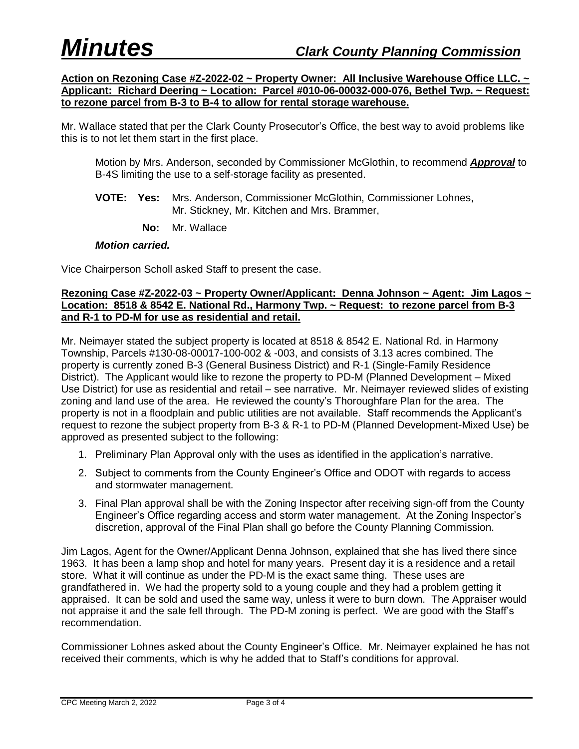**Action on Rezoning Case #Z-2022-02 ~ Property Owner: All Inclusive Warehouse Office LLC. ~ Applicant: Richard Deering ~ Location: Parcel #010-06-00032-000-076, Bethel Twp. ~ Request: to rezone parcel from B-3 to B-4 to allow for rental storage warehouse.**

Mr. Wallace stated that per the Clark County Prosecutor's Office, the best way to avoid problems like this is to not let them start in the first place.

Motion by Mrs. Anderson, seconded by Commissioner McGlothin, to recommend ***Approval*** to B-4S limiting the use to a self-storage facility as presented.

**VOTE: Yes:** Mrs. Anderson, Commissioner McGlothin, Commissioner Lohnes, Mr. Stickney, Mr. Kitchen and Mrs. Brammer,

**No:** Mr. Wallace

***Motion carried.***

Vice Chairperson Scholl asked Staff to present the case.

**Rezoning Case #Z-2022-03 ~ Property Owner/Applicant: Denna Johnson ~ Agent: Jim Lagos ~ Location: 8518 & 8542 E. National Rd., Harmony Twp. ~ Request: to rezone parcel from B-3 and R-1 to PD-M for use as residential and retail.**

Mr. Neimayer stated the subject property is located at 8518 & 8542 E. National Rd. in Harmony Township, Parcels #130-08-00017-100-002 & -003, and consists of 3.13 acres combined. The property is currently zoned B-3 (General Business District) and R-1 (Single-Family Residence District). The Applicant would like to rezone the property to PD-M (Planned Development – Mixed Use District) for use as residential and retail – see narrative. Mr. Neimayer reviewed slides of existing zoning and land use of the area. He reviewed the county's Thoroughfare Plan for the area. The property is not in a floodplain and public utilities are not available. Staff recommends the Applicant's request to rezone the subject property from B-3 & R-1 to PD-M (Planned Development-Mixed Use) be approved as presented subject to the following:

1. Preliminary Plan Approval only with the uses as identified in the application's narrative.
2. Subject to comments from the County Engineer's Office and ODOT with regards to access and stormwater management.
3. Final Plan approval shall be with the Zoning Inspector after receiving sign-off from the County Engineer's Office regarding access and storm water management. At the Zoning Inspector's discretion, approval of the Final Plan shall go before the County Planning Commission.

Jim Lagos, Agent for the Owner/Applicant Denna Johnson, explained that she has lived there since 1963. It has been a lamp shop and hotel for many years. Present day it is a residence and a retail store. What it will continue as under the PD-M is the exact same thing. These uses are grandfathered in. We had the property sold to a young couple and they had a problem getting it appraised. It can be sold and used the same way, unless it were to burn down. The Appraiser would not appraise it and the sale fell through. The PD-M zoning is perfect. We are good with the Staff's recommendation.

Commissioner Lohnes asked about the County Engineer's Office. Mr. Neimayer explained he has not received their comments, which is why he added that to Staff's conditions for approval.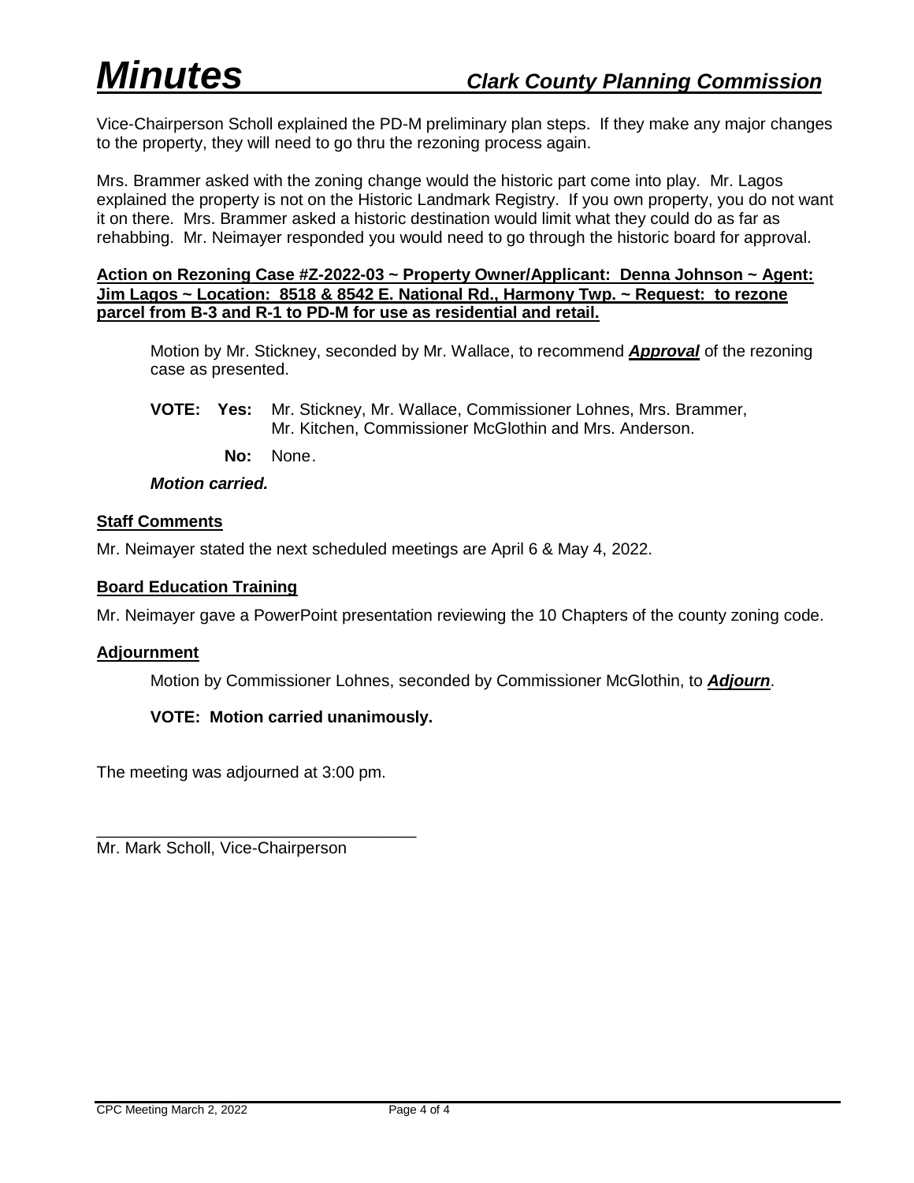Vice-Chairperson Scholl explained the PD-M preliminary plan steps. If they make any major changes to the property, they will need to go thru the rezoning process again.

Mrs. Brammer asked with the zoning change would the historic part come into play. Mr. Lagos explained the property is not on the Historic Landmark Registry. If you own property, you do not want it on there. Mrs. Brammer asked a historic destination would limit what they could do as far as rehabbing. Mr. Neimayer responded you would need to go through the historic board for approval.

**Action on Rezoning Case #Z-2022-03 ~ Property Owner/Applicant: Denna Johnson ~ Agent: Jim Lagos ~ Location: 8518 & 8542 E. National Rd., Harmony Twp. ~ Request: to rezone parcel from B-3 and R-1 to PD-M for use as residential and retail.**

Motion by Mr. Stickney, seconded by Mr. Wallace, to recommend ***Approval*** of the rezoning case as presented.

**VOTE: Yes:** Mr. Stickney, Mr. Wallace, Commissioner Lohnes, Mrs. Brammer, Mr. Kitchen, Commissioner McGlothin and Mrs. Anderson.

**No:** None.

***Motion carried.***

**Staff Comments**

Mr. Neimayer stated the next scheduled meetings are April 6 & May 4, 2022.

**Board Education Training**

Mr. Neimayer gave a PowerPoint presentation reviewing the 10 Chapters of the county zoning code.

**Adjournment**

Motion by Commissioner Lohnes, seconded by Commissioner McGlothin, to ***Adjourn***.

**VOTE: Motion carried unanimously.**

The meeting was adjourned at 3:00 pm.

\_\_\_\_\_\_\_\_\_\_\_\_\_\_\_\_\_\_\_\_\_\_\_\_\_\_\_\_\_\_\_\_\_\_\_\_
Mr. Mark Scholl, Vice-Chairperson